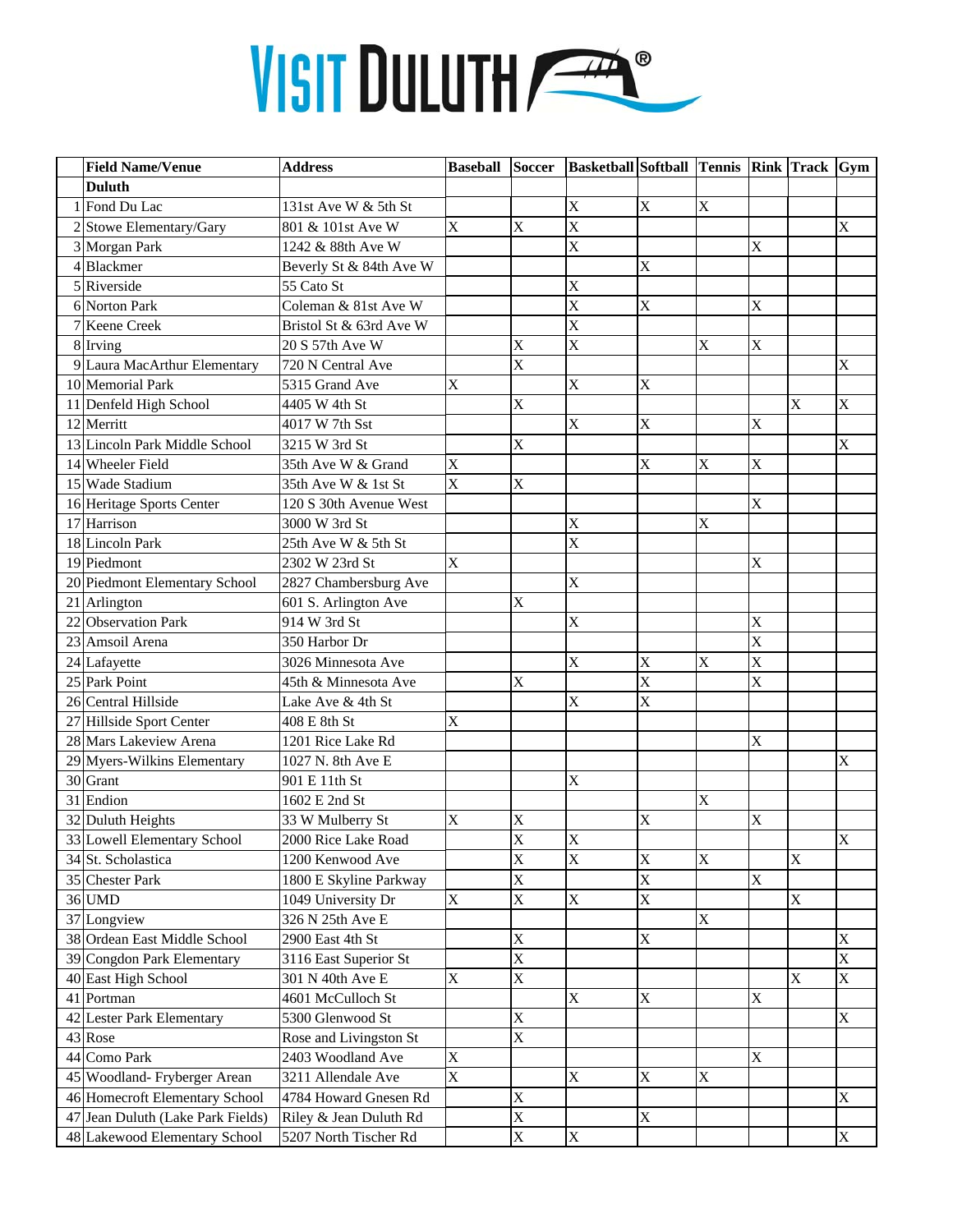# VISIT DULUTH

| | Field Name/Venue | Address | Baseball | Soccer | Basketball | Softball | Tennis | Rink | Track | Gym |
|---|---|---|---|---|---|---|---|---|---|---|
| | **Duluth** | | | | | | | | | |
| 1 | Fond Du Lac | 131st Ave W & 5th St | | | X | X | X | | | |
| 2 | Stowe Elementary/Gary | 801 & 101st Ave W | X | X | X | | | | | X |
| 3 | Morgan Park | 1242 & 88th Ave W | | | X | | | X | | |
| 4 | Blackmer | Beverly St & 84th Ave W | | | | X | | | | |
| 5 | Riverside | 55 Cato St | | | X | | | | | |
| 6 | Norton Park | Coleman & 81st Ave W | | | X | X | | X | | |
| 7 | Keene Creek | Bristol St & 63rd Ave W | | | X | | | | | |
| 8 | Irving | 20 S 57th Ave W | | X | X | | X | X | | |
| 9 | Laura MacArthur Elementary | 720 N Central Ave | | X | | | | | | X |
| 10 | Memorial Park | 5315 Grand Ave | X | | X | X | | | | |
| 11 | Denfeld High School | 4405 W 4th St | | X | | | | | X | X |
| 12 | Merritt | 4017 W 7th Sst | | | X | X | | X | | |
| 13 | Lincoln Park Middle School | 3215 W 3rd St | | X | | | | | | X |
| 14 | Wheeler Field | 35th Ave W & Grand | X | | | X | X | X | | |
| 15 | Wade Stadium | 35th Ave W & 1st St | X | X | | | | | | |
| 16 | Heritage Sports Center | 120 S 30th Avenue West | | | | | | X | | |
| 17 | Harrison | 3000 W 3rd St | | | X | | X | | | |
| 18 | Lincoln Park | 25th Ave W & 5th St | | | X | | | | | |
| 19 | Piedmont | 2302 W 23rd St | X | | | | | X | | |
| 20 | Piedmont Elementary School | 2827 Chambersburg Ave | | | X | | | | | |
| 21 | Arlington | 601 S. Arlington Ave | | X | | | | | | |
| 22 | Observation Park | 914 W 3rd St | | | X | | | X | | |
| 23 | Amsoil Arena | 350 Harbor Dr | | | | | | X | | |
| 24 | Lafayette | 3026 Minnesota Ave | | | X | X | X | X | | |
| 25 | Park Point | 45th & Minnesota Ave | | X | | X | | X | | |
| 26 | Central Hillside | Lake Ave & 4th St | | | X | X | | | | |
| 27 | Hillside Sport Center | 408 E 8th St | X | | | | | | | |
| 28 | Mars Lakeview Arena | 1201 Rice Lake Rd | | | | | | X | | |
| 29 | Myers-Wilkins Elementary | 1027 N. 8th Ave E | | | | | | | | X |
| 30 | Grant | 901 E 11th St | | | X | | | | | |
| 31 | Endion | 1602 E 2nd St | | | | | X | | | |
| 32 | Duluth Heights | 33 W Mulberry St | X | X | | X | | X | | |
| 33 | Lowell Elementary School | 2000 Rice Lake Road | | X | X | | | | | X |
| 34 | St. Scholastica | 1200 Kenwood Ave | | X | X | X | X | | X | |
| 35 | Chester Park | 1800 E Skyline Parkway | | X | | X | | X | | |
| 36 | UMD | 1049 University Dr | X | X | X | X | | | X | |
| 37 | Longview | 326 N 25th Ave E | | | | | X | | | |
| 38 | Ordean East Middle School | 2900 East 4th St | | X | | X | | | | X |
| 39 | Congdon Park Elementary | 3116 East Superior St | | X | | | | | | X |
| 40 | East High School | 301 N 40th Ave E | X | X | | | | | X | X |
| 41 | Portman | 4601 McCulloch St | | | X | X | | X | | |
| 42 | Lester Park Elementary | 5300 Glenwood St | | X | | | | | | X |
| 43 | Rose | Rose and Livingston St | | X | | | | | | |
| 44 | Como Park | 2403 Woodland Ave | X | | | | | X | | |
| 45 | Woodland- Fryberger Arean | 3211 Allendale Ave | X | | X | X | X | | | |
| 46 | Homecroft Elementary School | 4784 Howard Gnesen Rd | | X | | | | | | X |
| 47 | Jean Duluth (Lake Park Fields) | Riley & Jean Duluth Rd | | X | | X | | | | |
| 48 | Lakewood Elementary School | 5207 North Tischer Rd | | X | X | | | | | X |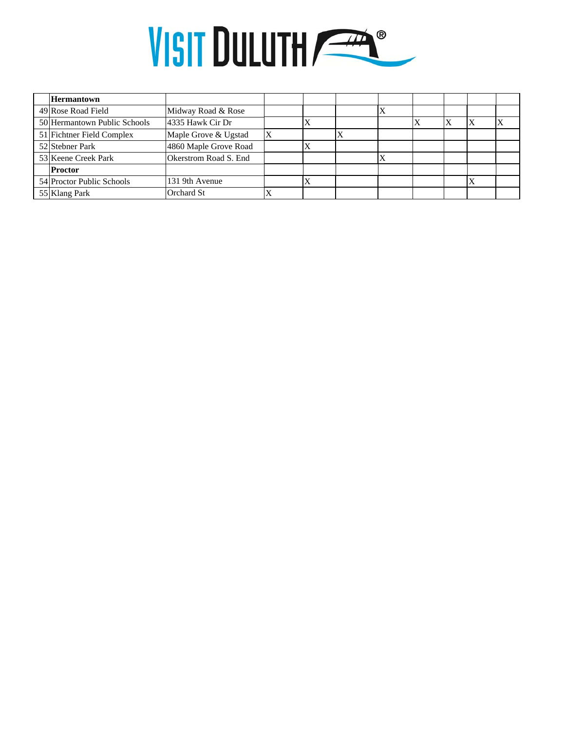| | | | | | | | | | | |
|---|---|---|---|---|---|---|---|---|---|---|
| | **Hermantown** | | | | | | | | | |
| 49 | Rose Road Field | Midway Road & Rose | | | | X | | | | |
| 50 | Hermantown Public Schools | 4335 Hawk Cir Dr | | X | | | X | X | X | X |
| 51 | Fichtner Field Complex | Maple Grove & Ugstad | X | | X | | | | | |
| 52 | Stebner Park | 4860 Maple Grove Road | | X | | | | | | |
| 53 | Keene Creek Park | Okerstrom Road S. End | | | | X | | | | |
| | **Proctor** | | | | | | | | | |
| 54 | Proctor Public Schools | 131 9th Avenue | | X | | | | | X | |
| 55 | Klang Park | Orchard St | X | | | | | | | |